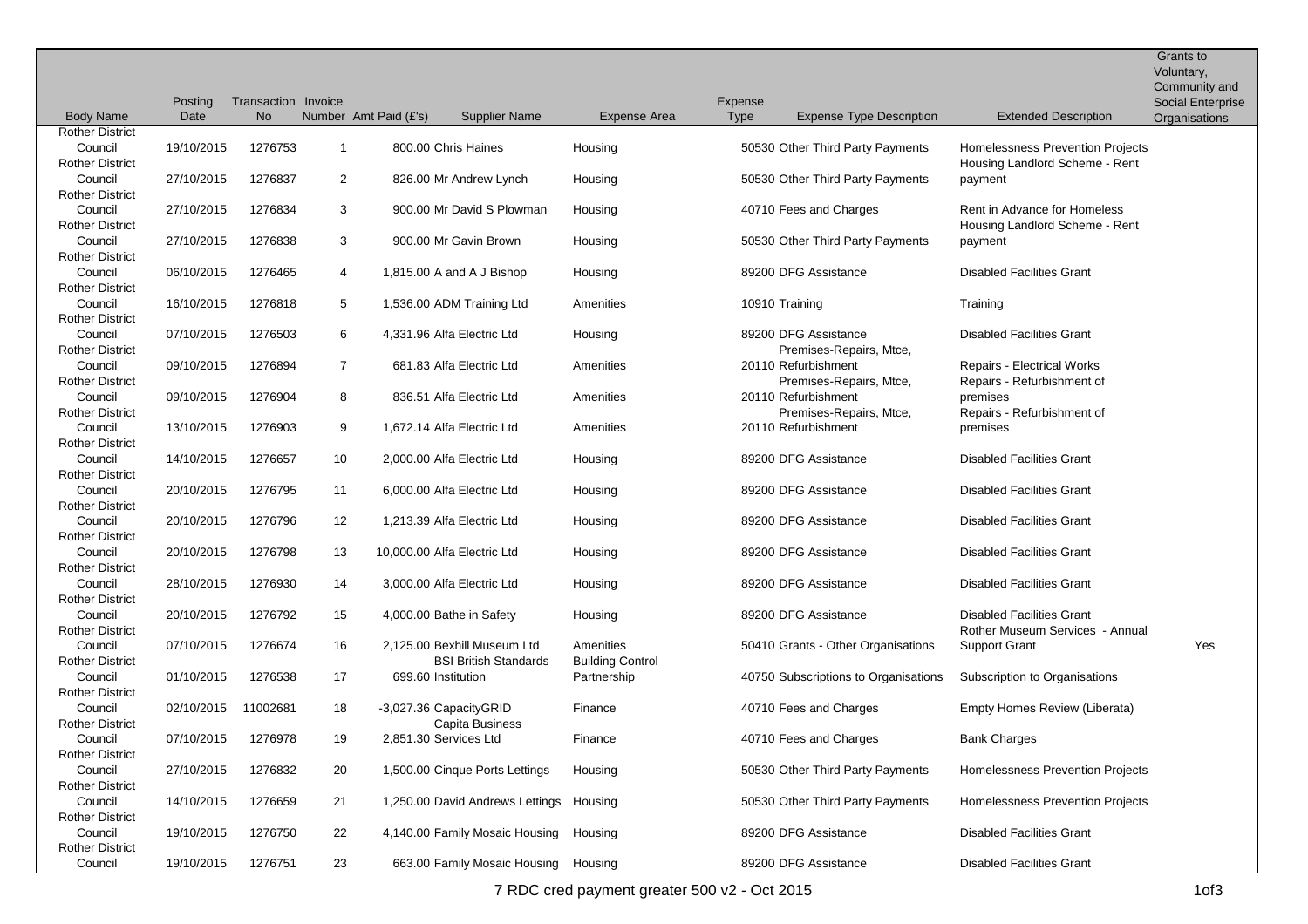| Body Name | Posting Date | Transaction No | Invoice Number | Amt Paid (£'s) | Supplier Name | Expense Area | Expense Type | Expense Type Description | Extended Description | Grants to Voluntary, Community and Social Enterprise Organisations |
|---|---|---|---|---|---|---|---|---|---|---|
| Rother District Council | 19/10/2015 | 1276753 | 1 | 800.00 | Chris Haines | Housing | 50530 | Other Third Party Payments | Homelessness Prevention Projects | |
| Rother District Council | 27/10/2015 | 1276837 | 2 | 826.00 | Mr Andrew Lynch | Housing | 50530 | Other Third Party Payments | Housing Landlord Scheme - Rent payment | |
| Rother District Council | 27/10/2015 | 1276834 | 3 | 900.00 | Mr David S Plowman | Housing | 40710 | Fees and Charges | Rent in Advance for Homeless | |
| Rother District Council | 27/10/2015 | 1276838 | 3 | 900.00 | Mr Gavin Brown | Housing | 50530 | Other Third Party Payments | Housing Landlord Scheme - Rent payment | |
| Rother District Council | 06/10/2015 | 1276465 | 4 | 1,815.00 | A and A J Bishop | Housing | 89200 | DFG Assistance | Disabled Facilities Grant | |
| Rother District Council | 16/10/2015 | 1276818 | 5 | 1,536.00 | ADM Training Ltd | Amenities | 10910 | Training | Training | |
| Rother District Council | 07/10/2015 | 1276503 | 6 | 4,331.96 | Alfa Electric Ltd | Housing | 89200 | DFG Assistance | Disabled Facilities Grant | |
| Rother District Council | 09/10/2015 | 1276894 | 7 | 681.83 | Alfa Electric Ltd | Amenities | 20110 | Premises-Repairs, Mtce, Refurbishment | Repairs - Electrical Works | |
| Rother District Council | 09/10/2015 | 1276904 | 8 | 836.51 | Alfa Electric Ltd | Amenities | 20110 | Premises-Repairs, Mtce, Refurbishment | Repairs - Refurbishment of premises | |
| Rother District Council | 13/10/2015 | 1276903 | 9 | 1,672.14 | Alfa Electric Ltd | Amenities | 20110 | Premises-Repairs, Mtce, Refurbishment | Repairs - Refurbishment of premises | |
| Rother District Council | 14/10/2015 | 1276657 | 10 | 2,000.00 | Alfa Electric Ltd | Housing | 89200 | DFG Assistance | Disabled Facilities Grant | |
| Rother District Council | 20/10/2015 | 1276795 | 11 | 6,000.00 | Alfa Electric Ltd | Housing | 89200 | DFG Assistance | Disabled Facilities Grant | |
| Rother District Council | 20/10/2015 | 1276796 | 12 | 1,213.39 | Alfa Electric Ltd | Housing | 89200 | DFG Assistance | Disabled Facilities Grant | |
| Rother District Council | 20/10/2015 | 1276798 | 13 | 10,000.00 | Alfa Electric Ltd | Housing | 89200 | DFG Assistance | Disabled Facilities Grant | |
| Rother District Council | 28/10/2015 | 1276930 | 14 | 3,000.00 | Alfa Electric Ltd | Housing | 89200 | DFG Assistance | Disabled Facilities Grant | |
| Rother District Council | 20/10/2015 | 1276792 | 15 | 4,000.00 | Bathe in Safety | Housing | 89200 | DFG Assistance | Disabled Facilities Grant | |
| Rother District Council | 07/10/2015 | 1276674 | 16 | 2,125.00 | Bexhill Museum Ltd | Amenities | 50410 | Grants - Other Organisations | Rother Museum Services - Annual Support Grant | Yes |
| Rother District Council | 01/10/2015 | 1276538 | 17 | 699.60 | BSI British Standards Institution | Building Control Partnership | 40750 | Subscriptions to Organisations | Subscription to Organisations | |
| Rother District Council | 02/10/2015 | 11002681 | 18 | -3,027.36 | CapacityGRID | Finance | 40710 | Fees and Charges | Empty Homes Review (Liberata) | |
| Rother District Council | 07/10/2015 | 1276978 | 19 | 2,851.30 | Capita Business Services Ltd | Finance | 40710 | Fees and Charges | Bank Charges | |
| Rother District Council | 27/10/2015 | 1276832 | 20 | 1,500.00 | Cinque Ports Lettings | Housing | 50530 | Other Third Party Payments | Homelessness Prevention Projects | |
| Rother District Council | 14/10/2015 | 1276659 | 21 | 1,250.00 | David Andrews Lettings | Housing | 50530 | Other Third Party Payments | Homelessness Prevention Projects | |
| Rother District Council | 19/10/2015 | 1276750 | 22 | 4,140.00 | Family Mosaic Housing | Housing | 89200 | DFG Assistance | Disabled Facilities Grant | |
| Rother District Council | 19/10/2015 | 1276751 | 23 | 663.00 | Family Mosaic Housing | Housing | 89200 | DFG Assistance | Disabled Facilities Grant | |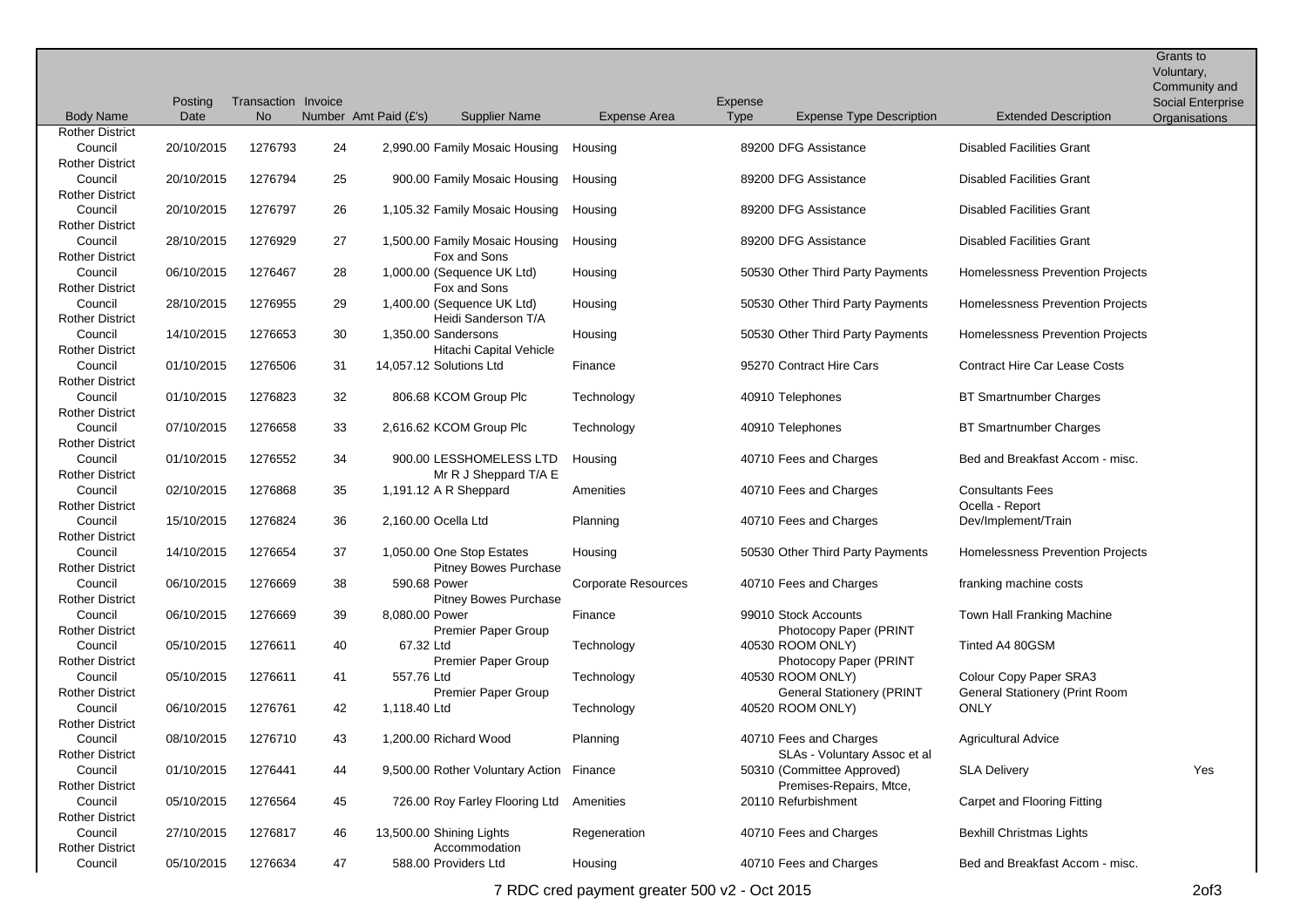| Body Name | Posting Date | Transaction No | Invoice Number | Amt Paid (£'s) | Supplier Name | Expense Area | Expense Type | Expense Type Description | Extended Description | Grants to Voluntary, Community and Social Enterprise Organisations |
|---|---|---|---|---|---|---|---|---|---|---|
| Rother District Council | 20/10/2015 | 1276793 | 24 | 2,990.00 | Family Mosaic Housing | Housing | 89200 | DFG Assistance | Disabled Facilities Grant | |
| Rother District Council | 20/10/2015 | 1276794 | 25 | 900.00 | Family Mosaic Housing | Housing | 89200 | DFG Assistance | Disabled Facilities Grant | |
| Rother District Council | 20/10/2015 | 1276797 | 26 | 1,105.32 | Family Mosaic Housing | Housing | 89200 | DFG Assistance | Disabled Facilities Grant | |
| Rother District Council | 28/10/2015 | 1276929 | 27 | 1,500.00 | Family Mosaic Housing | Housing | 89200 | DFG Assistance | Disabled Facilities Grant | |
| Rother District Council | 06/10/2015 | 1276467 | 28 | 1,000.00 | Fox and Sons (Sequence UK Ltd) | Housing | 50530 | Other Third Party Payments | Homelessness Prevention Projects | |
| Rother District Council | 28/10/2015 | 1276955 | 29 | 1,400.00 | Fox and Sons (Sequence UK Ltd) | Housing | 50530 | Other Third Party Payments | Homelessness Prevention Projects | |
| Rother District Council | 14/10/2015 | 1276653 | 30 | 1,350.00 | Heidi Sanderson T/A Sandersons | Housing | 50530 | Other Third Party Payments | Homelessness Prevention Projects | |
| Rother District Council | 01/10/2015 | 1276506 | 31 | 14,057.12 | Hitachi Capital Vehicle Solutions Ltd | Finance | 95270 | Contract Hire Cars | Contract Hire Car Lease Costs | |
| Rother District Council | 01/10/2015 | 1276823 | 32 | 806.68 | KCOM Group Plc | Technology | 40910 | Telephones | BT Smartnumber Charges | |
| Rother District Council | 07/10/2015 | 1276658 | 33 | 2,616.62 | KCOM Group Plc | Technology | 40910 | Telephones | BT Smartnumber Charges | |
| Rother District Council | 01/10/2015 | 1276552 | 34 | 900.00 | LESSHOMELESS LTD | Housing | 40710 | Fees and Charges | Bed and Breakfast Accom - misc. | |
| Rother District Council | 02/10/2015 | 1276868 | 35 | 1,191.12 | Mr R J Sheppard T/A E A R Sheppard | Amenities | 40710 | Fees and Charges | Consultants Fees | |
| Rother District Council | 15/10/2015 | 1276824 | 36 | 2,160.00 | Ocella Ltd | Planning | 40710 | Fees and Charges | Ocella - Report Dev/Implement/Train | |
| Rother District Council | 14/10/2015 | 1276654 | 37 | 1,050.00 | One Stop Estates | Housing | 50530 | Other Third Party Payments | Homelessness Prevention Projects | |
| Rother District Council | 06/10/2015 | 1276669 | 38 | 590.68 | Pitney Bowes Purchase Power | Corporate Resources | 40710 | Fees and Charges | franking machine costs | |
| Rother District Council | 06/10/2015 | 1276669 | 39 | 8,080.00 | Pitney Bowes Purchase Power | Finance | 99010 | Stock Accounts | Town Hall Franking Machine | |
| Rother District Council | 05/10/2015 | 1276611 | 40 | 67.32 | Premier Paper Group Ltd | Technology | 40530 | Photocopy Paper (PRINT ROOM ONLY) | Tinted A4 80GSM | |
| Rother District Council | 05/10/2015 | 1276611 | 41 | 557.76 | Premier Paper Group Ltd | Technology | 40530 | Photocopy Paper (PRINT ROOM ONLY) | Colour Copy Paper SRA3 | |
| Rother District Council | 06/10/2015 | 1276761 | 42 | 1,118.40 | Premier Paper Group Ltd | Technology | 40520 | General Stationery (PRINT ROOM ONLY) | General Stationery (Print Room ONLY | |
| Rother District Council | 08/10/2015 | 1276710 | 43 | 1,200.00 | Richard Wood | Planning | 40710 | Fees and Charges | Agricultural Advice | |
| Rother District Council | 01/10/2015 | 1276441 | 44 | 9,500.00 | Rother Voluntary Action | Finance | 50310 | SLAs - Voluntary Assoc et al (Committee Approved) | SLA Delivery | Yes |
| Rother District Council | 05/10/2015 | 1276564 | 45 | 726.00 | Roy Farley Flooring Ltd | Amenities | 20110 | Premises-Repairs, Mtce, Refurbishment | Carpet and Flooring Fitting | |
| Rother District Council | 27/10/2015 | 1276817 | 46 | 13,500.00 | Shining Lights | Regeneration | 40710 | Fees and Charges | Bexhill Christmas Lights | |
| Rother District Council | 05/10/2015 | 1276634 | 47 | 588.00 | Accommodation Providers Ltd | Housing | 40710 | Fees and Charges | Bed and Breakfast Accom - misc. | |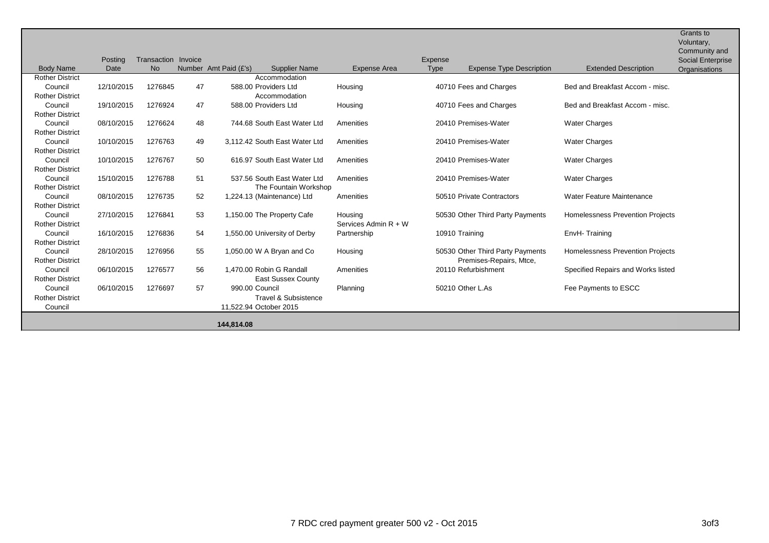| Body Name | Posting Date | Transaction No | Invoice Number | Amt Paid (£'s) | Supplier Name | Expense Area | Expense Type | Expense Type Description | Extended Description | Grants to Voluntary, Community and Social Enterprise Organisations |
|---|---|---|---|---|---|---|---|---|---|---|
| Rother District Council | 12/10/2015 | 1276845 | 47 | 588.00 | Accommodation Providers Ltd | Housing | 40710 | Fees and Charges | Bed and Breakfast Accom - misc. | |
| Rother District Council | 19/10/2015 | 1276924 | 47 | 588.00 | Accommodation Providers Ltd | Housing | 40710 | Fees and Charges | Bed and Breakfast Accom - misc. | |
| Rother District Council | 08/10/2015 | 1276624 | 48 | 744.68 | South East Water Ltd | Amenities | 20410 | Premises-Water | Water Charges | |
| Rother District Council | 10/10/2015 | 1276763 | 49 | 3,112.42 | South East Water Ltd | Amenities | 20410 | Premises-Water | Water Charges | |
| Rother District Council | 10/10/2015 | 1276767 | 50 | 616.97 | South East Water Ltd | Amenities | 20410 | Premises-Water | Water Charges | |
| Rother District Council | 15/10/2015 | 1276788 | 51 | 537.56 | South East Water Ltd | Amenities | 20410 | Premises-Water | Water Charges | |
| Rother District Council | 08/10/2015 | 1276735 | 52 | 1,224.13 | The Fountain Workshop (Maintenance) Ltd | Amenities | 50510 | Private Contractors | Water Feature Maintenance | |
| Rother District Council | 27/10/2015 | 1276841 | 53 | 1,150.00 | The Property Cafe | Housing | 50530 | Other Third Party Payments | Homelessness Prevention Projects | |
| Rother District Council | 16/10/2015 | 1276836 | 54 | 1,550.00 | University of Derby | Services Admin R + W Partnership | 10910 | Training | EnvH- Training | |
| Rother District Council | 28/10/2015 | 1276956 | 55 | 1,050.00 | W A Bryan and Co | Housing | 50530 | Other Third Party Payments | Homelessness Prevention Projects | |
| Rother District Council | 06/10/2015 | 1276577 | 56 | 1,470.00 | Robin G Randall | Amenities | 20110 | Premises-Repairs, Mtce, Refurbishment | Specified Repairs and Works listed | |
| Rother District Council | 06/10/2015 | 1276697 | 57 | 990.00 | East Sussex County Council | Planning | 50210 | Other L.As | Fee Payments to ESCC | |
| Rother District Council | | | | 11,522.94 | Travel & Subsistence October 2015 | | | | | |
| | | | | **144,814.08** | | | | | | |